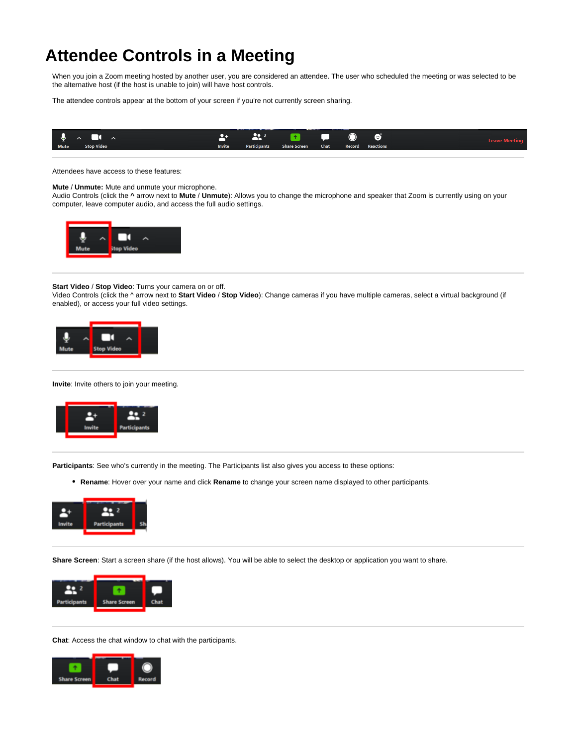# Attendee Controls in a Meeting

When you join a Zoom meeting hosted by another user, you are considered an attendee. The user who scheduled the meeting or was selected to be the alternative host (if the host is unable to join) will have host controls.

The attendee controls appear at the bottom of your screen if you're not currently screen sharing.

---

Attendees have access to these features:

**Mute** / **Unmute:** Mute and unmute your microphone.
Audio Controls (click the ^ arrow next to **Mute** / **Unmute**): Allows you to change the microphone and speaker that Zoom is currently using on your computer, leave computer audio, and access the full audio settings.

---

**Start Video** / **Stop Video**: Turns your camera on or off.
Video Controls (click the ^ arrow next to **Start Video** / **Stop Video**): Change cameras if you have multiple cameras, select a virtual background (if enabled), or access your full video settings.

---

**Invite**: Invite others to join your meeting.

---

**Participants**: See who's currently in the meeting. The Participants list also gives you access to these options:

- **Rename**: Hover over your name and click **Rename** to change your screen name displayed to other participants.

---

**Share Screen**: Start a screen share (if the host allows). You will be able to select the desktop or application you want to share.

---

**Chat**: Access the chat window to chat with the participants.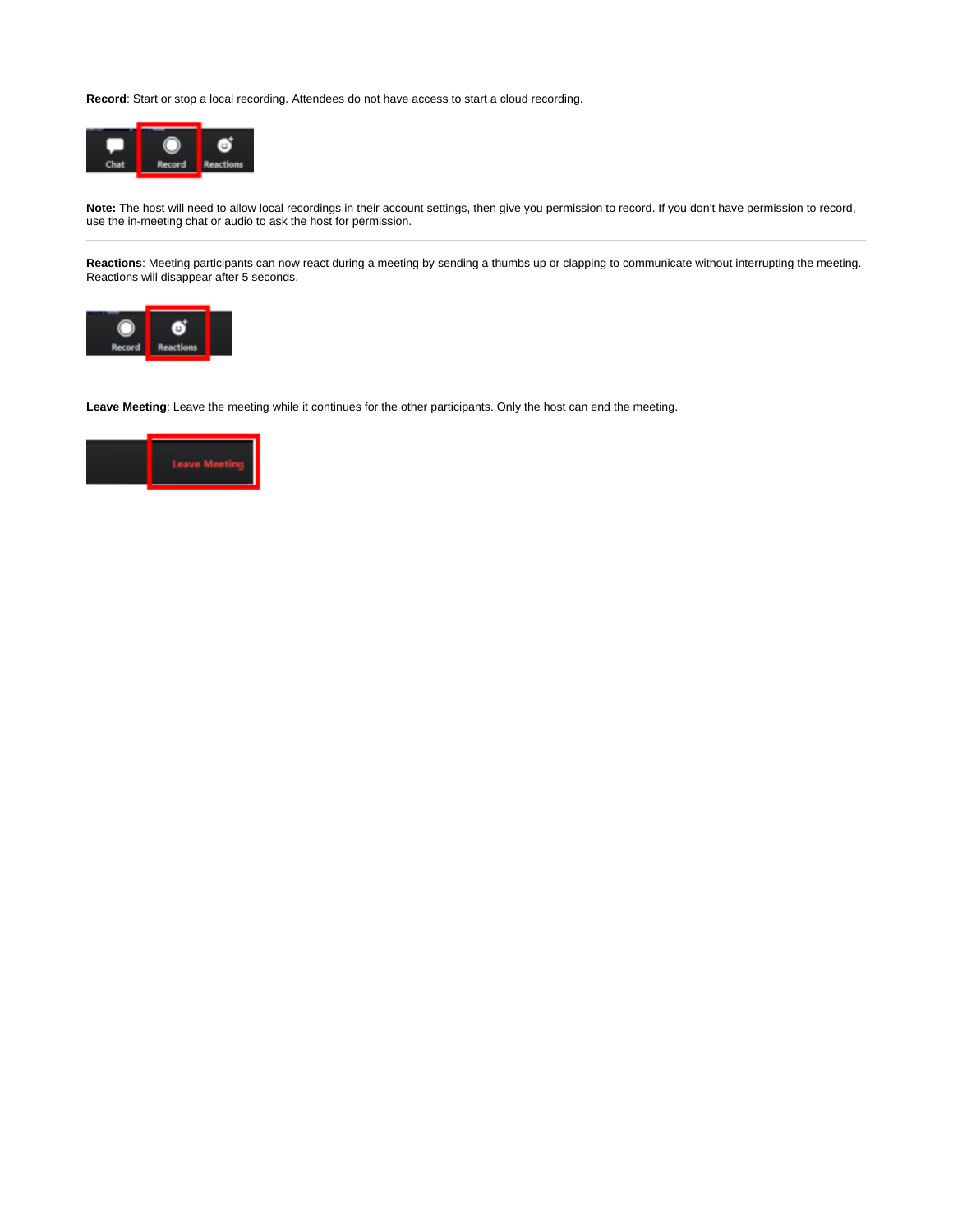---

**Record**: Start or stop a local recording. Attendees do not have access to start a cloud recording.

**Note:** The host will need to allow local recordings in their account settings, then give you permission to record. If you don't have permission to record, use the in-meeting chat or audio to ask the host for permission.

---

**Reactions**: Meeting participants can now react during a meeting by sending a thumbs up or clapping to communicate without interrupting the meeting. Reactions will disappear after 5 seconds.

---

**Leave Meeting**: Leave the meeting while it continues for the other participants. Only the host can end the meeting.